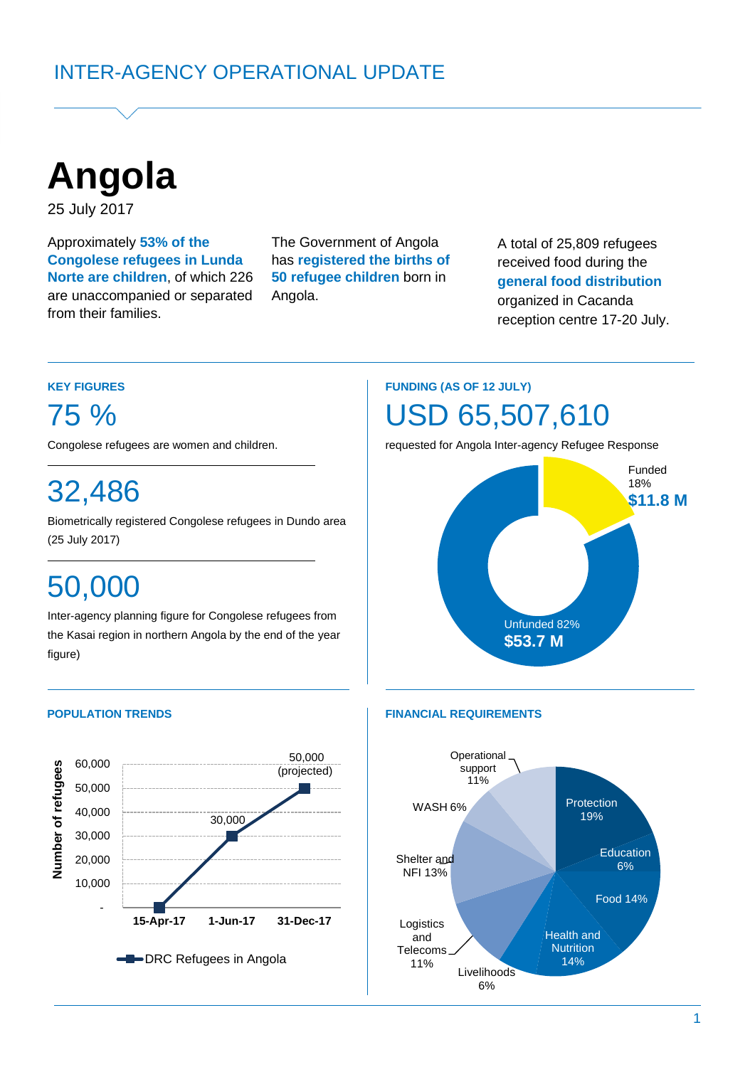INTER-AGENCY OPERATIONAL UPDATE

# Angola

25 July 2017

Approximately **53% of the Congolese refugees in Lunda Norte are children**, of which 226 are unaccompanied or separated from their families.

The Government of Angola has **registered the births of 50 refugee children** born in Angola.

A total of 25,809 refugees received food during the **general food distribution** organized in Cacanda reception centre 17-20 July.

## KEY FIGURES

**75 %**

Congolese refugees are women and children.

**32,486**

Biometrically registered Congolese refugees in Dundo area (25 July 2017)

**50,000**

Inter-agency planning figure for Congolese refugees from the Kasai region in northern Angola by the end of the year figure)

## FUNDING (AS OF 12 JULY)

**USD 65,507,610**

requested for Angola Inter-agency Refugee Response

Funded 18% **$11.8 M**

Unfunded 82% **$53.7 M**

## POPULATION TRENDS

DRC Refugees in Angola (Number of refugees)

| Date | Number of refugees |
|---|---|
| 15-Apr-17 | - |
| 1-Jun-17 | 30,000 |
| 31-Dec-17 | 50,000 (projected) |

## FINANCIAL REQUIREMENTS

| Sector | Share |
|---|---|
| Protection | 19% |
| Education | 6% |
| Food | 14% |
| Health and Nutrition | 14% |
| Livelihoods | 6% |
| Logistics and Telecoms | 11% |
| Shelter and NFI | 13% |
| WASH | 6% |
| Operational support | 11% |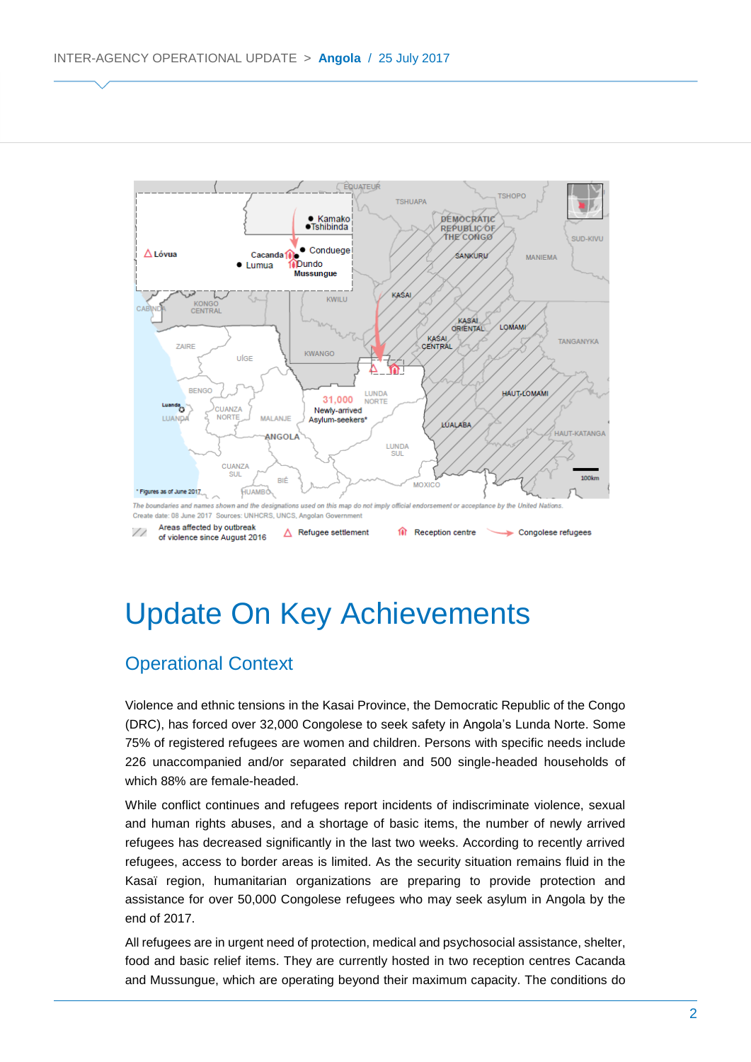The boundaries and names shown and the designations used on this map do not imply official endorsement or acceptance by the United Nations.
Create date: 08 June 2017 Sources: UNHCRS, UNCS, Angolan Government

Areas affected by outbreak of violence since August 2016 | Refugee settlement | Reception centre | Congolese refugees

# Update On Key Achievements

## Operational Context

Violence and ethnic tensions in the Kasai Province, the Democratic Republic of the Congo (DRC), has forced over 32,000 Congolese to seek safety in Angola's Lunda Norte. Some 75% of registered refugees are women and children. Persons with specific needs include 226 unaccompanied and/or separated children and 500 single-headed households of which 88% are female-headed.

While conflict continues and refugees report incidents of indiscriminate violence, sexual and human rights abuses, and a shortage of basic items, the number of newly arrived refugees has decreased significantly in the last two weeks. According to recently arrived refugees, access to border areas is limited. As the security situation remains fluid in the Kasaï region, humanitarian organizations are preparing to provide protection and assistance for over 50,000 Congolese refugees who may seek asylum in Angola by the end of 2017.

All refugees are in urgent need of protection, medical and psychosocial assistance, shelter, food and basic relief items. They are currently hosted in two reception centres Cacanda and Mussungue, which are operating beyond their maximum capacity. The conditions do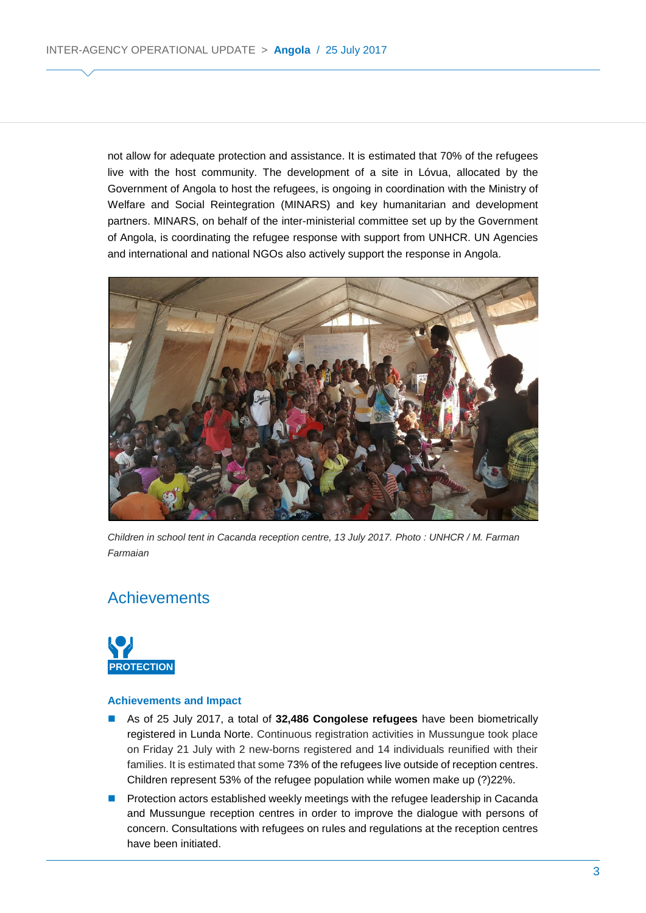not allow for adequate protection and assistance. It is estimated that 70% of the refugees live with the host community. The development of a site in Lóvua, allocated by the Government of Angola to host the refugees, is ongoing in coordination with the Ministry of Welfare and Social Reintegration (MINARS) and key humanitarian and development partners. MINARS, on behalf of the inter-ministerial committee set up by the Government of Angola, is coordinating the refugee response with support from UNHCR. UN Agencies and international and national NGOs also actively support the response in Angola.

*Children in school tent in Cacanda reception centre, 13 July 2017. Photo : UNHCR / M. Farman Farmaian*

## Achievements

**PROTECTION**

### Achievements and Impact

- As of 25 July 2017, a total of **32,486 Congolese refugees** have been biometrically registered in Lunda Norte. Continuous registration activities in Mussungue took place on Friday 21 July with 2 new-borns registered and 14 individuals reunified with their families. It is estimated that some 73% of the refugees live outside of reception centres. Children represent 53% of the refugee population while women make up (?)22%.
- Protection actors established weekly meetings with the refugee leadership in Cacanda and Mussungue reception centres in order to improve the dialogue with persons of concern. Consultations with refugees on rules and regulations at the reception centres have been initiated.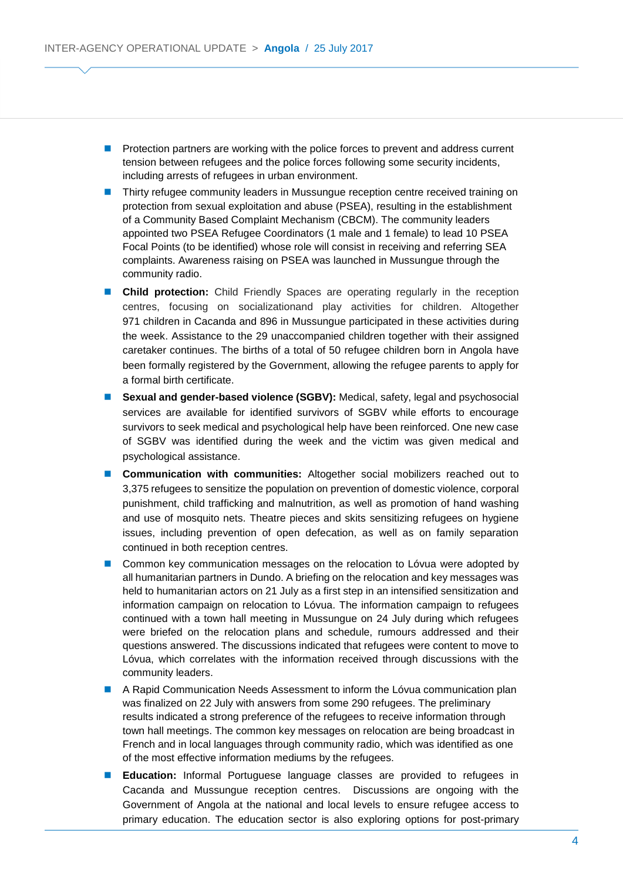- Protection partners are working with the police forces to prevent and address current tension between refugees and the police forces following some security incidents, including arrests of refugees in urban environment.
- Thirty refugee community leaders in Mussungue reception centre received training on protection from sexual exploitation and abuse (PSEA), resulting in the establishment of a Community Based Complaint Mechanism (CBCM). The community leaders appointed two PSEA Refugee Coordinators (1 male and 1 female) to lead 10 PSEA Focal Points (to be identified) whose role will consist in receiving and referring SEA complaints. Awareness raising on PSEA was launched in Mussungue through the community radio.
- **Child protection:** Child Friendly Spaces are operating regularly in the reception centres, focusing on socializationand play activities for children. Altogether 971 children in Cacanda and 896 in Mussungue participated in these activities during the week. Assistance to the 29 unaccompanied children together with their assigned caretaker continues. The births of a total of 50 refugee children born in Angola have been formally registered by the Government, allowing the refugee parents to apply for a formal birth certificate.
- **Sexual and gender-based violence (SGBV):** Medical, safety, legal and psychosocial services are available for identified survivors of SGBV while efforts to encourage survivors to seek medical and psychological help have been reinforced. One new case of SGBV was identified during the week and the victim was given medical and psychological assistance.
- **Communication with communities:** Altogether social mobilizers reached out to 3,375 refugees to sensitize the population on prevention of domestic violence, corporal punishment, child trafficking and malnutrition, as well as promotion of hand washing and use of mosquito nets. Theatre pieces and skits sensitizing refugees on hygiene issues, including prevention of open defecation, as well as on family separation continued in both reception centres.
- Common key communication messages on the relocation to Lóvua were adopted by all humanitarian partners in Dundo. A briefing on the relocation and key messages was held to humanitarian actors on 21 July as a first step in an intensified sensitization and information campaign on relocation to Lóvua. The information campaign to refugees continued with a town hall meeting in Mussungue on 24 July during which refugees were briefed on the relocation plans and schedule, rumours addressed and their questions answered. The discussions indicated that refugees were content to move to Lóvua, which correlates with the information received through discussions with the community leaders.
- A Rapid Communication Needs Assessment to inform the Lóvua communication plan was finalized on 22 July with answers from some 290 refugees. The preliminary results indicated a strong preference of the refugees to receive information through town hall meetings. The common key messages on relocation are being broadcast in French and in local languages through community radio, which was identified as one of the most effective information mediums by the refugees.
- **Education:** Informal Portuguese language classes are provided to refugees in Cacanda and Mussungue reception centres. Discussions are ongoing with the Government of Angola at the national and local levels to ensure refugee access to primary education. The education sector is also exploring options for post-primary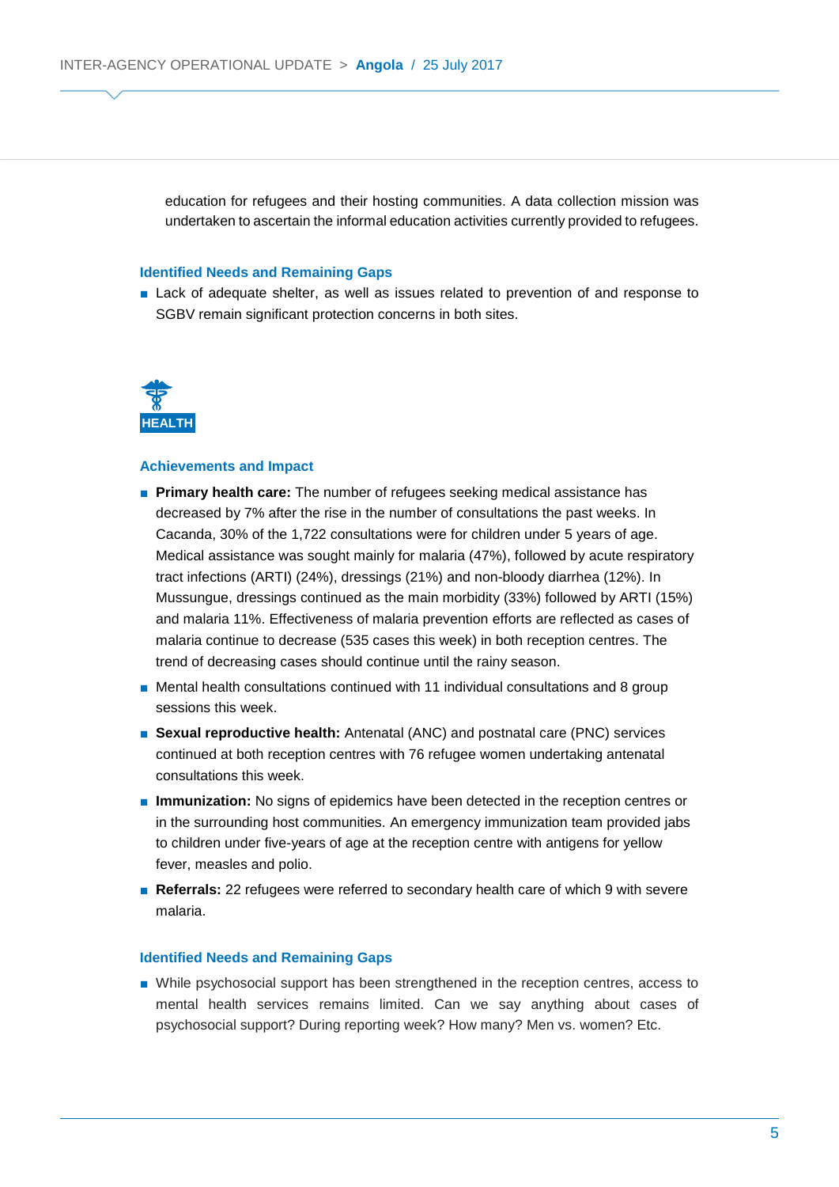education for refugees and their hosting communities. A data collection mission was undertaken to ascertain the informal education activities currently provided to refugees.

### Identified Needs and Remaining Gaps

- Lack of adequate shelter, as well as issues related to prevention of and response to SGBV remain significant protection concerns in both sites.

## HEALTH

### Achievements and Impact

- **Primary health care:** The number of refugees seeking medical assistance has decreased by 7% after the rise in the number of consultations the past weeks. In Cacanda, 30% of the 1,722 consultations were for children under 5 years of age. Medical assistance was sought mainly for malaria (47%), followed by acute respiratory tract infections (ARTI) (24%), dressings (21%) and non-bloody diarrhea (12%). In Mussungue, dressings continued as the main morbidity (33%) followed by ARTI (15%) and malaria 11%. Effectiveness of malaria prevention efforts are reflected as cases of malaria continue to decrease (535 cases this week) in both reception centres. The trend of decreasing cases should continue until the rainy season.
- Mental health consultations continued with 11 individual consultations and 8 group sessions this week.
- **Sexual reproductive health:** Antenatal (ANC) and postnatal care (PNC) services continued at both reception centres with 76 refugee women undertaking antenatal consultations this week.
- **Immunization:** No signs of epidemics have been detected in the reception centres or in the surrounding host communities. An emergency immunization team provided jabs to children under five-years of age at the reception centre with antigens for yellow fever, measles and polio.
- **Referrals:** 22 refugees were referred to secondary health care of which 9 with severe malaria.

### Identified Needs and Remaining Gaps

- While psychosocial support has been strengthened in the reception centres, access to mental health services remains limited. Can we say anything about cases of psychosocial support? During reporting week? How many? Men vs. women? Etc.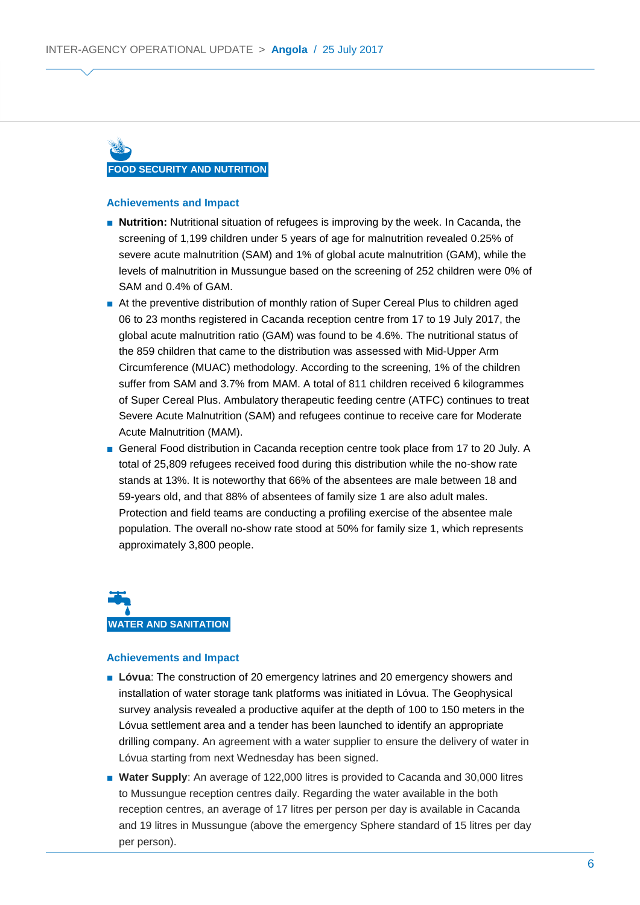## FOOD SECURITY AND NUTRITION

### Achievements and Impact

- **Nutrition:** Nutritional situation of refugees is improving by the week. In Cacanda, the screening of 1,199 children under 5 years of age for malnutrition revealed 0.25% of severe acute malnutrition (SAM) and 1% of global acute malnutrition (GAM), while the levels of malnutrition in Mussungue based on the screening of 252 children were 0% of SAM and 0.4% of GAM.
- At the preventive distribution of monthly ration of Super Cereal Plus to children aged 06 to 23 months registered in Cacanda reception centre from 17 to 19 July 2017, the global acute malnutrition ratio (GAM) was found to be 4.6%. The nutritional status of the 859 children that came to the distribution was assessed with Mid-Upper Arm Circumference (MUAC) methodology. According to the screening, 1% of the children suffer from SAM and 3.7% from MAM. A total of 811 children received 6 kilogrammes of Super Cereal Plus. Ambulatory therapeutic feeding centre (ATFC) continues to treat Severe Acute Malnutrition (SAM) and refugees continue to receive care for Moderate Acute Malnutrition (MAM).
- General Food distribution in Cacanda reception centre took place from 17 to 20 July. A total of 25,809 refugees received food during this distribution while the no-show rate stands at 13%. It is noteworthy that 66% of the absentees are male between 18 and 59-years old, and that 88% of absentees of family size 1 are also adult males. Protection and field teams are conducting a profiling exercise of the absentee male population. The overall no-show rate stood at 50% for family size 1, which represents approximately 3,800 people.

## WATER AND SANITATION

### Achievements and Impact

- **Lóvua**: The construction of 20 emergency latrines and 20 emergency showers and installation of water storage tank platforms was initiated in Lóvua. The Geophysical survey analysis revealed a productive aquifer at the depth of 100 to 150 meters in the Lóvua settlement area and a tender has been launched to identify an appropriate drilling company. An agreement with a water supplier to ensure the delivery of water in Lóvua starting from next Wednesday has been signed.
- **Water Supply**: An average of 122,000 litres is provided to Cacanda and 30,000 litres to Mussungue reception centres daily. Regarding the water available in the both reception centres, an average of 17 litres per person per day is available in Cacanda and 19 litres in Mussungue (above the emergency Sphere standard of 15 litres per day per person).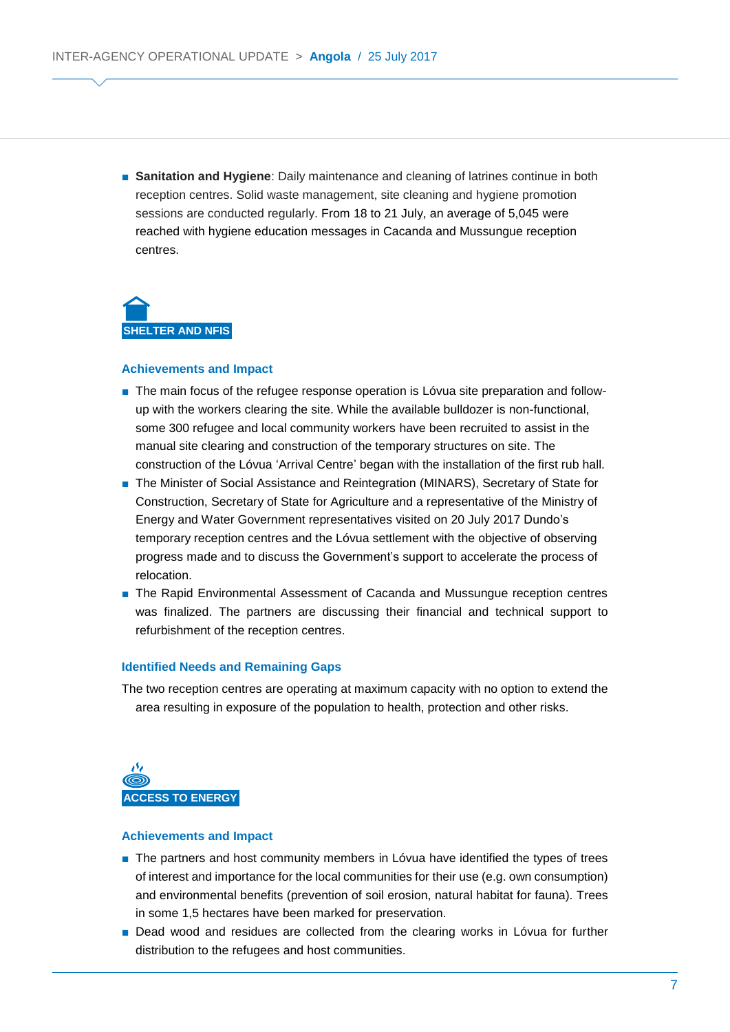- **Sanitation and Hygiene**: Daily maintenance and cleaning of latrines continue in both reception centres. Solid waste management, site cleaning and hygiene promotion sessions are conducted regularly. From 18 to 21 July, an average of 5,045 were reached with hygiene education messages in Cacanda and Mussungue reception centres.

## SHELTER AND NFIS

### Achievements and Impact

- The main focus of the refugee response operation is Lóvua site preparation and follow-up with the workers clearing the site. While the available bulldozer is non-functional, some 300 refugee and local community workers have been recruited to assist in the manual site clearing and construction of the temporary structures on site. The construction of the Lóvua 'Arrival Centre' began with the installation of the first rub hall.
- The Minister of Social Assistance and Reintegration (MINARS), Secretary of State for Construction, Secretary of State for Agriculture and a representative of the Ministry of Energy and Water Government representatives visited on 20 July 2017 Dundo's temporary reception centres and the Lóvua settlement with the objective of observing progress made and to discuss the Government's support to accelerate the process of relocation.
- The Rapid Environmental Assessment of Cacanda and Mussungue reception centres was finalized. The partners are discussing their financial and technical support to refurbishment of the reception centres.

### Identified Needs and Remaining Gaps

The two reception centres are operating at maximum capacity with no option to extend the area resulting in exposure of the population to health, protection and other risks.

## ACCESS TO ENERGY

### Achievements and Impact

- The partners and host community members in Lóvua have identified the types of trees of interest and importance for the local communities for their use (e.g. own consumption) and environmental benefits (prevention of soil erosion, natural habitat for fauna). Trees in some 1,5 hectares have been marked for preservation.
- Dead wood and residues are collected from the clearing works in Lóvua for further distribution to the refugees and host communities.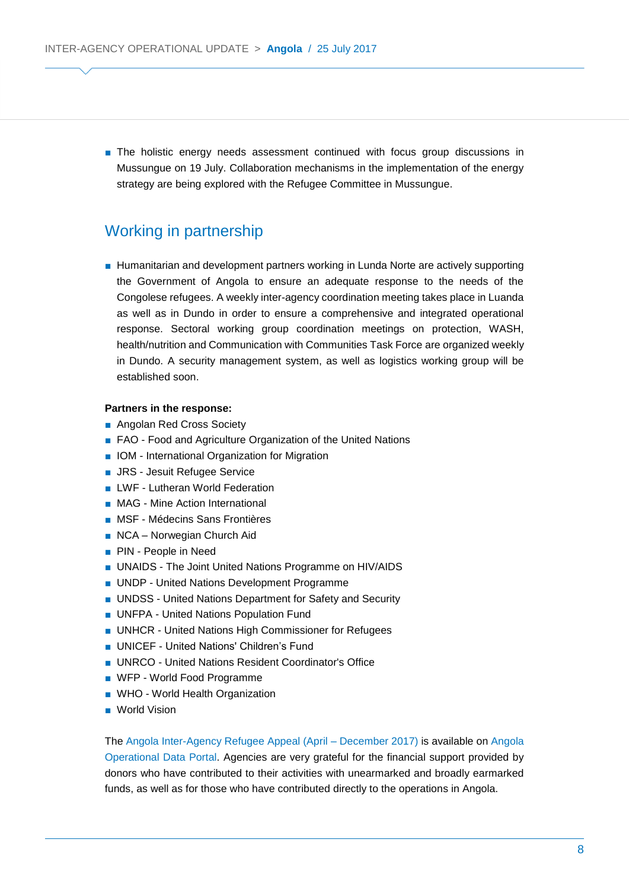- The holistic energy needs assessment continued with focus group discussions in Mussungue on 19 July. Collaboration mechanisms in the implementation of the energy strategy are being explored with the Refugee Committee in Mussungue.

## Working in partnership

- Humanitarian and development partners working in Lunda Norte are actively supporting the Government of Angola to ensure an adequate response to the needs of the Congolese refugees. A weekly inter-agency coordination meeting takes place in Luanda as well as in Dundo in order to ensure a comprehensive and integrated operational response. Sectoral working group coordination meetings on protection, WASH, health/nutrition and Communication with Communities Task Force are organized weekly in Dundo. A security management system, as well as logistics working group will be established soon.

**Partners in the response:**

- Angolan Red Cross Society
- FAO - Food and Agriculture Organization of the United Nations
- IOM - International Organization for Migration
- JRS - Jesuit Refugee Service
- LWF - Lutheran World Federation
- MAG - Mine Action International
- MSF - Médecins Sans Frontières
- NCA – Norwegian Church Aid
- PIN - People in Need
- UNAIDS - The Joint United Nations Programme on HIV/AIDS
- UNDP - United Nations Development Programme
- UNDSS - United Nations Department for Safety and Security
- UNFPA - United Nations Population Fund
- UNHCR - United Nations High Commissioner for Refugees
- UNICEF - United Nations' Children's Fund
- UNRCO - United Nations Resident Coordinator's Office
- WFP - World Food Programme
- WHO - World Health Organization
- World Vision

The Angola Inter-Agency Refugee Appeal (April – December 2017) is available on Angola Operational Data Portal. Agencies are very grateful for the financial support provided by donors who have contributed to their activities with unearmarked and broadly earmarked funds, as well as for those who have contributed directly to the operations in Angola.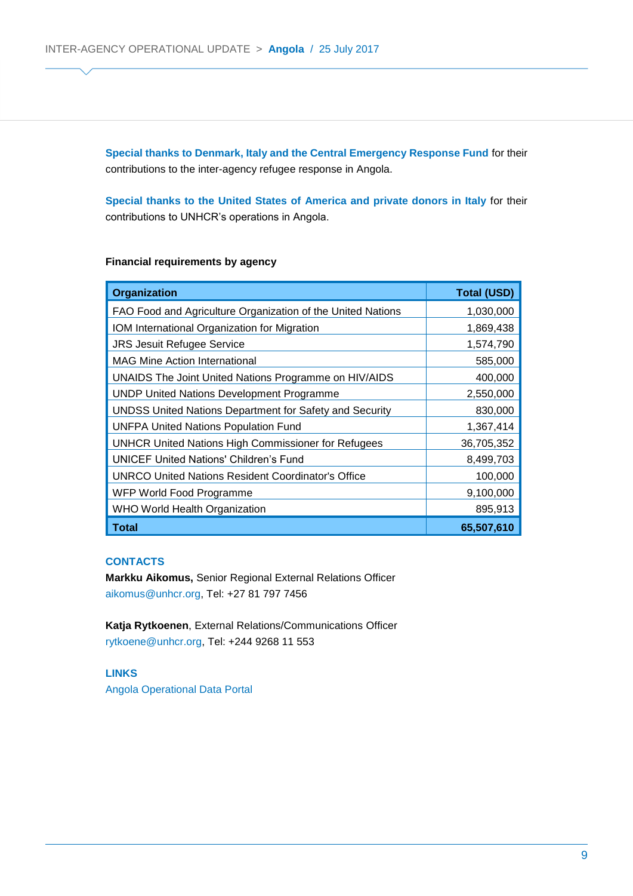**Special thanks to Denmark, Italy and the Central Emergency Response Fund** for their contributions to the inter-agency refugee response in Angola.

**Special thanks to the United States of America and private donors in Italy** for their contributions to UNHCR's operations in Angola.

**Financial requirements by agency**

| Organization | Total (USD) |
|---|---:|
| FAO Food and Agriculture Organization of the United Nations | 1,030,000 |
| IOM International Organization for Migration | 1,869,438 |
| JRS Jesuit Refugee Service | 1,574,790 |
| MAG Mine Action International | 585,000 |
| UNAIDS The Joint United Nations Programme on HIV/AIDS | 400,000 |
| UNDP United Nations Development Programme | 2,550,000 |
| UNDSS United Nations Department for Safety and Security | 830,000 |
| UNFPA United Nations Population Fund | 1,367,414 |
| UNHCR United Nations High Commissioner for Refugees | 36,705,352 |
| UNICEF United Nations' Children's Fund | 8,499,703 |
| UNRCO United Nations Resident Coordinator's Office | 100,000 |
| WFP World Food Programme | 9,100,000 |
| WHO World Health Organization | 895,913 |
| **Total** | **65,507,610** |

## CONTACTS

**Markku Aikomus,** Senior Regional External Relations Officer
aikomus@unhcr.org, Tel: +27 81 797 7456

**Katja Rytkoenen**, External Relations/Communications Officer
rytkoene@unhcr.org, Tel: +244 9268 11 553

## LINKS

Angola Operational Data Portal